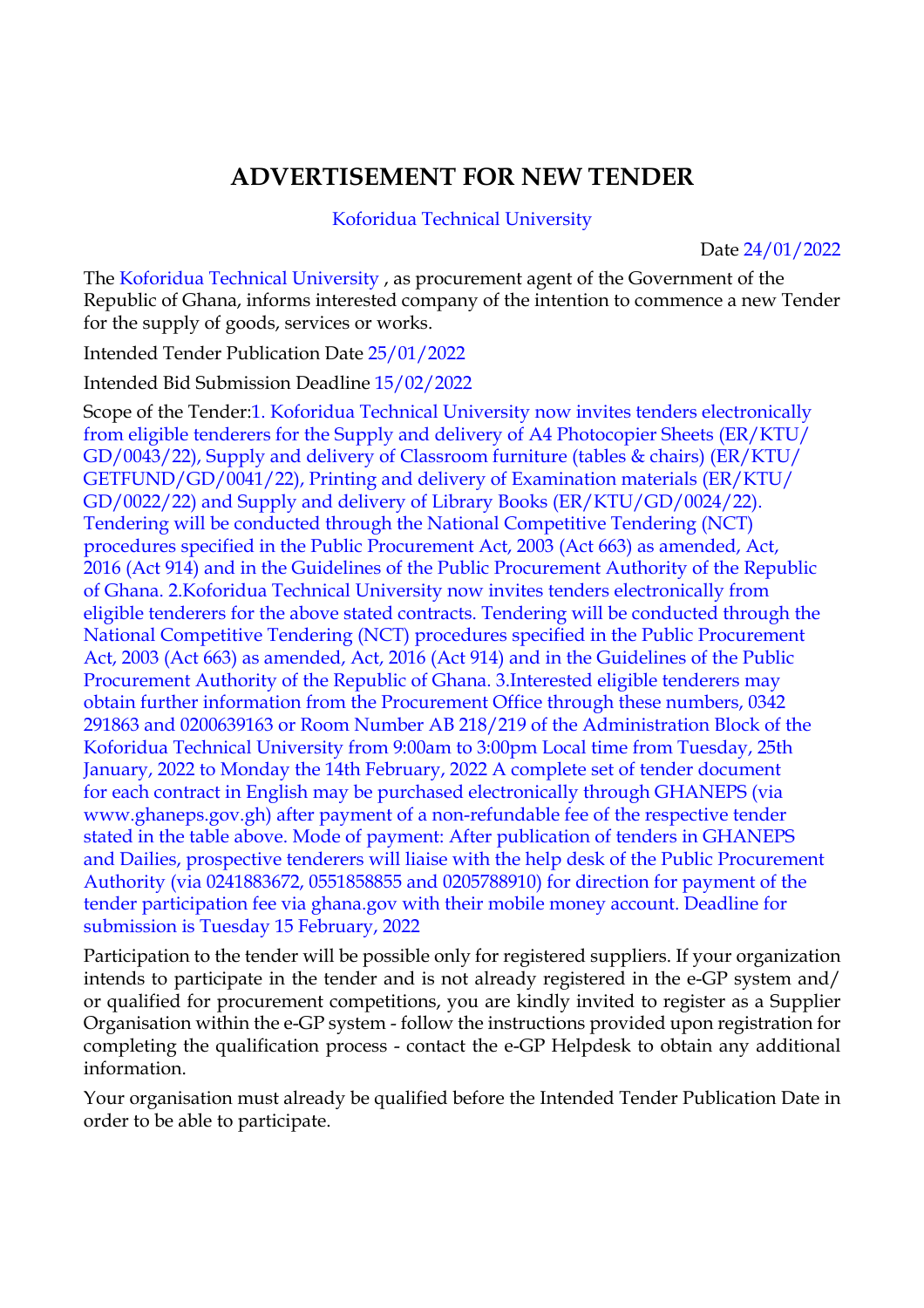# ADVERTISEMENT FOR NEW TENDER

Koforidua Technical University

Date 24/01/2022

The Koforidua Technical University , as procurement agent of the Government of the Republic of Ghana, informs interested company of the intention to commence a new Tender for the supply of goods, services or works.

Intended Tender Publication Date 25/01/2022

Intended Bid Submission Deadline 15/02/2022

Scope of the Tender:1. Koforidua Technical University now invites tenders electronically from eligible tenderers for the Supply and delivery of A4 Photocopier Sheets (ER/KTU/GD/0043/22), Supply and delivery of Classroom furniture (tables & chairs) (ER/KTU/GETFUND/GD/0041/22), Printing and delivery of Examination materials (ER/KTU/GD/0022/22) and Supply and delivery of Library Books (ER/KTU/GD/0024/22). Tendering will be conducted through the National Competitive Tendering (NCT) procedures specified in the Public Procurement Act, 2003 (Act 663) as amended, Act, 2016 (Act 914) and in the Guidelines of the Public Procurement Authority of the Republic of Ghana. 2.Koforidua Technical University now invites tenders electronically from eligible tenderers for the above stated contracts. Tendering will be conducted through the National Competitive Tendering (NCT) procedures specified in the Public Procurement Act, 2003 (Act 663) as amended, Act, 2016 (Act 914) and in the Guidelines of the Public Procurement Authority of the Republic of Ghana. 3.Interested eligible tenderers may obtain further information from the Procurement Office through these numbers, 0342 291863 and 0200639163 or Room Number AB 218/219 of the Administration Block of the Koforidua Technical University from 9:00am to 3:00pm Local time from Tuesday, 25th January, 2022 to Monday the 14th February, 2022 A complete set of tender document for each contract in English may be purchased electronically through GHANEPS (via www.ghaneps.gov.gh) after payment of a non-refundable fee of the respective tender stated in the table above. Mode of payment: After publication of tenders in GHANEPS and Dailies, prospective tenderers will liaise with the help desk of the Public Procurement Authority (via 0241883672, 0551858855 and 0205788910) for direction for payment of the tender participation fee via ghana.gov with their mobile money account. Deadline for submission is Tuesday 15 February, 2022

Participation to the tender will be possible only for registered suppliers. If your organization intends to participate in the tender and is not already registered in the e-GP system and/or qualified for procurement competitions, you are kindly invited to register as a Supplier Organisation within the e-GP system - follow the instructions provided upon registration for completing the qualification process - contact the e-GP Helpdesk to obtain any additional information.

Your organisation must already be qualified before the Intended Tender Publication Date in order to be able to participate.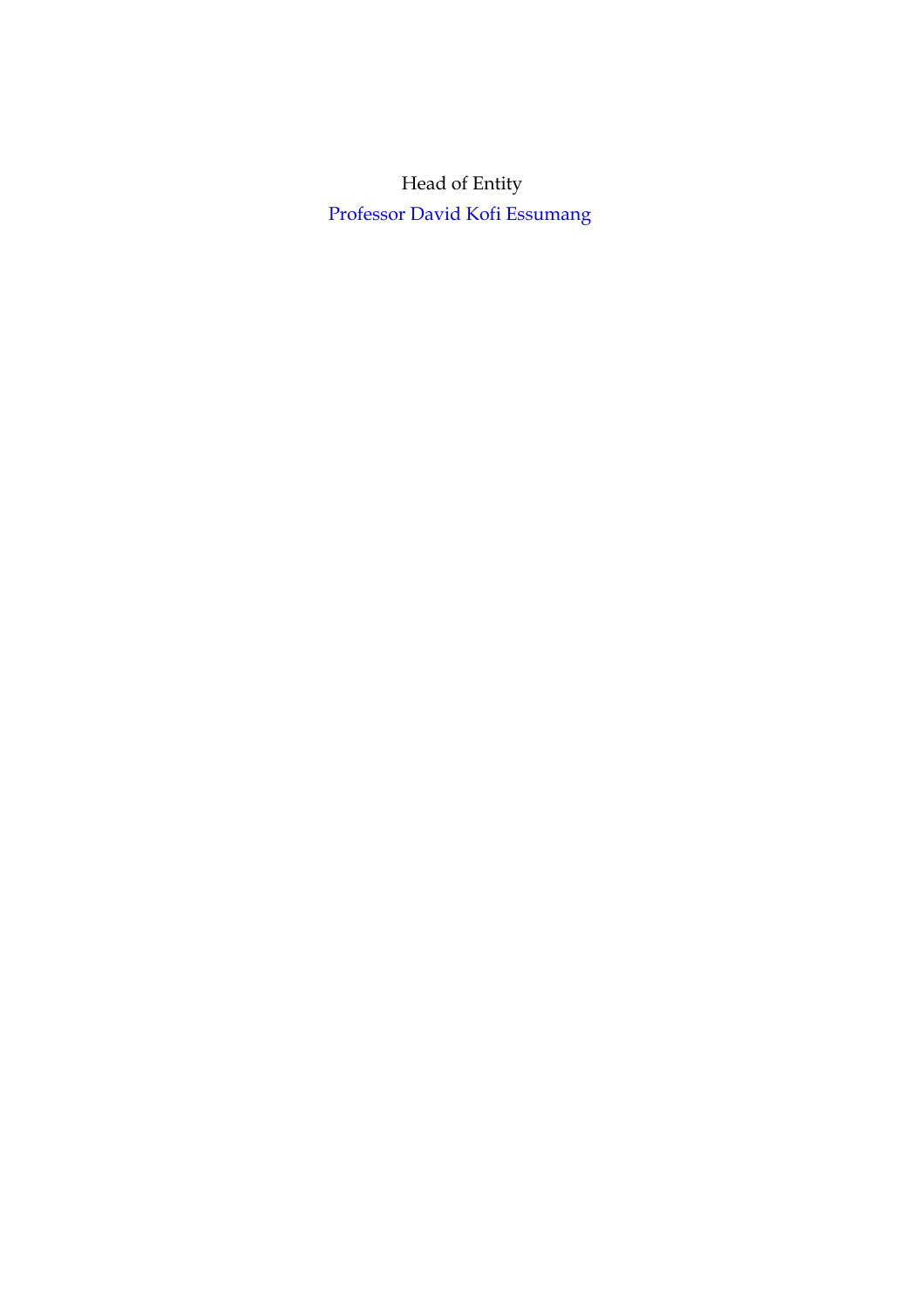Head of Entity

Professor David Kofi Essumang